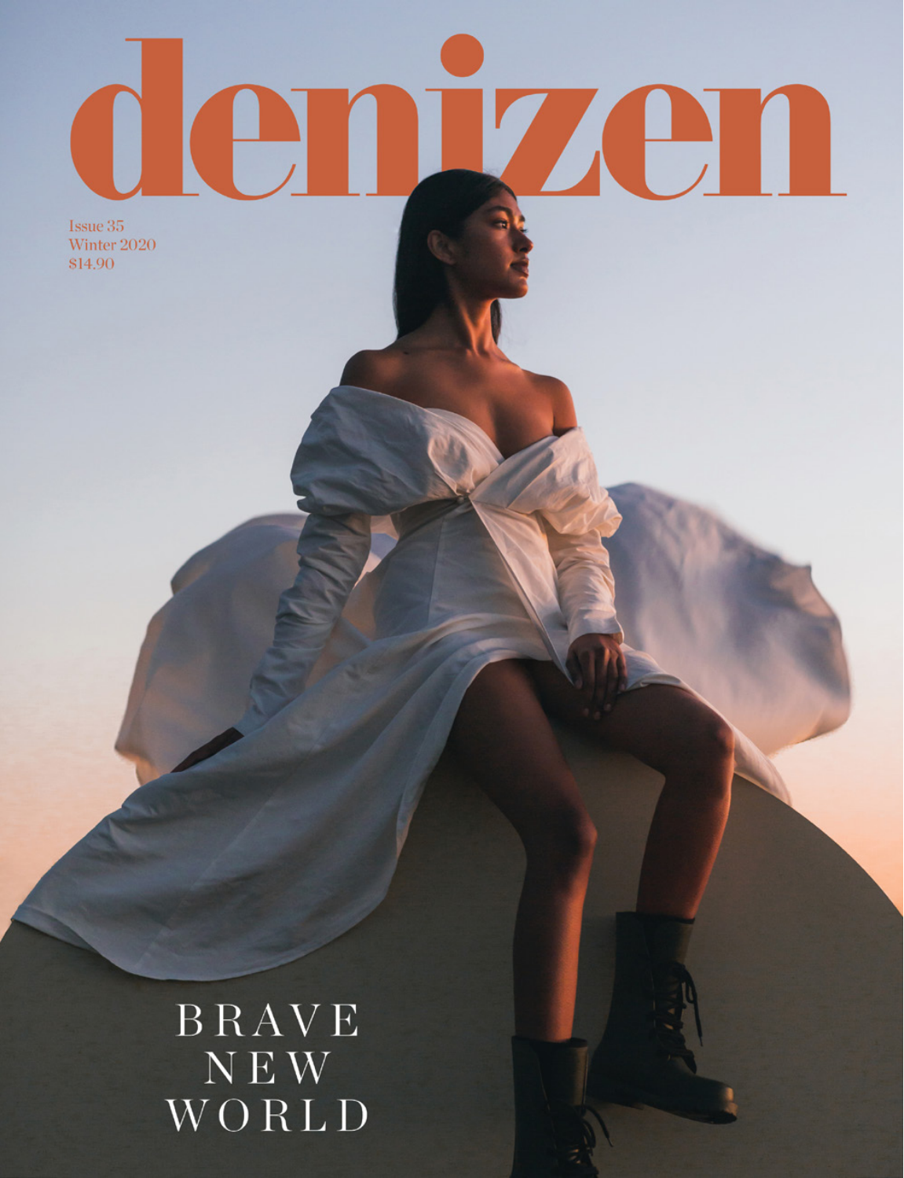# denizen

Issue 35
Winter 2020
$14.90

BRAVE
NEW
WORLD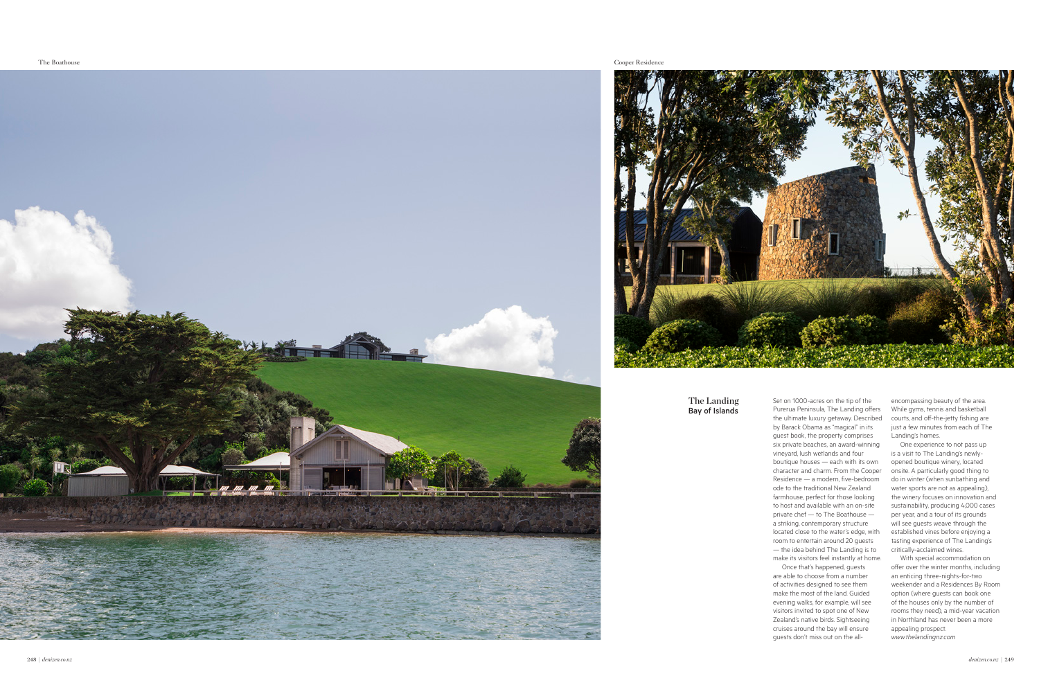The Boathouse

Cooper Residence

## The Landing
**Bay of Islands**

Set on 1000-acres on the tip of the Purerua Peninsula, The Landing offers the ultimate luxury getaway. Described by Barack Obama as "magical" in its guest book, the property comprises six private beaches, an award-winning vineyard, lush wetlands and four boutique houses — each with its own character and charm. From the Cooper Residence — a modern, five-bedroom ode to the traditional New Zealand farmhouse, perfect for those looking to host and available with an on-site private chef — to The Boathouse — a striking, contemporary structure located close to the water's edge, with room to entertain around 20 guests — the idea behind The Landing is to make its visitors feel instantly at home.

Once that's happened, guests are able to choose from a number of activities designed to see them make the most of the land. Guided evening walks, for example, will see visitors invited to spot one of New Zealand's native birds. Sightseeing cruises around the bay will ensure guests don't miss out on the all-encompassing beauty of the area. While gyms, tennis and basketball courts, and off-the-jetty fishing are just a few minutes from each of The Landing's homes.

One experience to not pass up is a visit to The Landing's newly-opened boutique winery, located onsite. A particularly good thing to do in winter (when sunbathing and water sports are not as appealing), the winery focuses on innovation and sustainability, producing 4,000 cases per year, and a tour of its grounds will see guests weave through the established vines before enjoying a tasting experience of The Landing's critically-acclaimed wines.

With special accommodation on offer over the winter months, including an enticing three-nights-for-two weekender and a Residences By Room option (where guests can book one of the houses only by the number of rooms they need), a mid-year vacation in Northland has never been a more appealing prospect.
*www.thelandingnz.com*